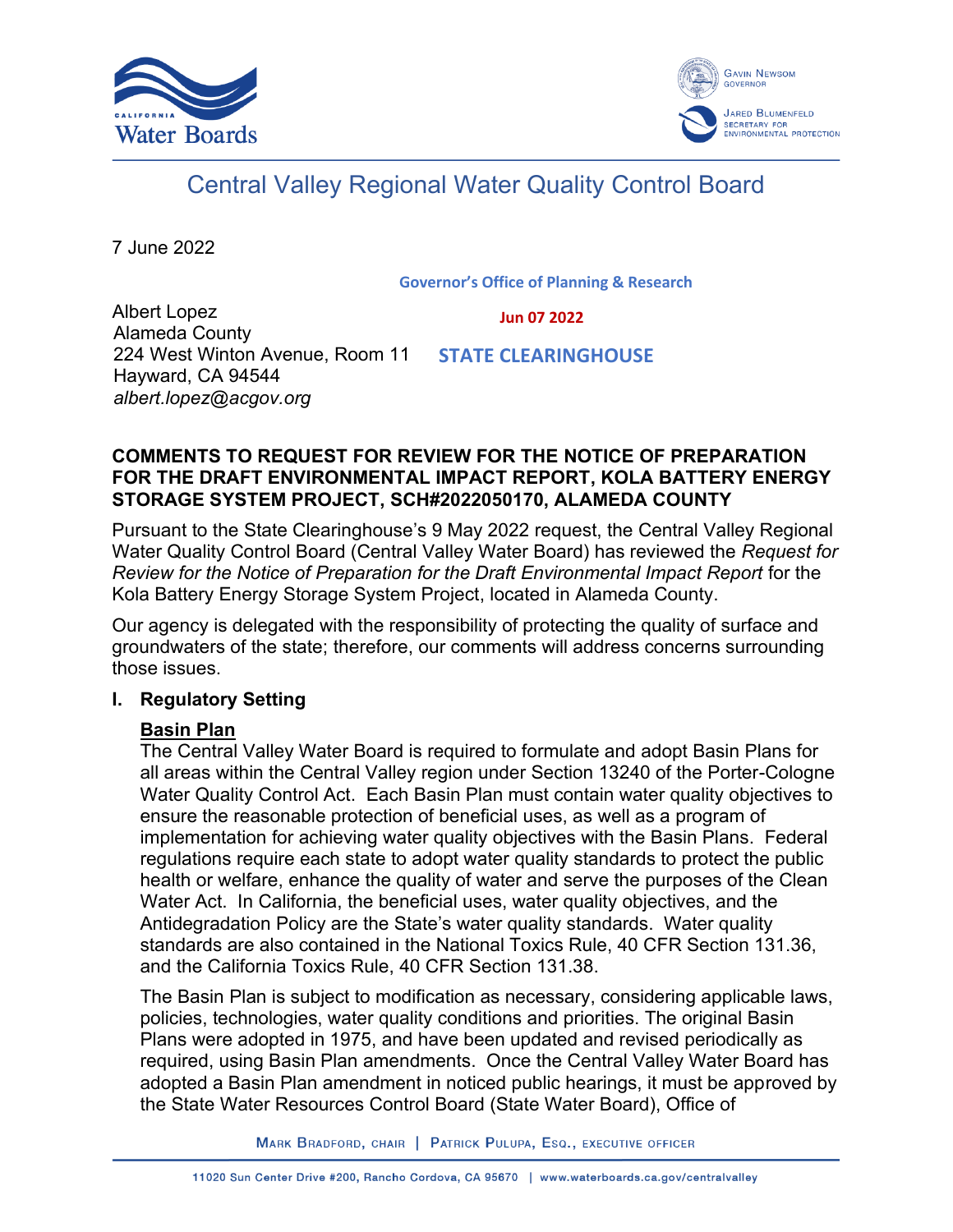Central Valley Regional Water Quality Control Board

7 June 2022

Governor's Office of Planning & Research

Jun 07 2022

STATE CLEARINGHOUSE

Albert Lopez
Alameda County
224 West Winton Avenue, Room 11
Hayward, CA 94544
*albert.lopez@acgov.org*

**COMMENTS TO REQUEST FOR REVIEW FOR THE NOTICE OF PREPARATION FOR THE DRAFT ENVIRONMENTAL IMPACT REPORT, KOLA BATTERY ENERGY STORAGE SYSTEM PROJECT, SCH#2022050170, ALAMEDA COUNTY**

Pursuant to the State Clearinghouse's 9 May 2022 request, the Central Valley Regional Water Quality Control Board (Central Valley Water Board) has reviewed the *Request for Review for the Notice of Preparation for the Draft Environmental Impact Report* for the Kola Battery Energy Storage System Project, located in Alameda County.

Our agency is delegated with the responsibility of protecting the quality of surface and groundwaters of the state; therefore, our comments will address concerns surrounding those issues.

## I. Regulatory Setting

**Basin Plan**

The Central Valley Water Board is required to formulate and adopt Basin Plans for all areas within the Central Valley region under Section 13240 of the Porter-Cologne Water Quality Control Act. Each Basin Plan must contain water quality objectives to ensure the reasonable protection of beneficial uses, as well as a program of implementation for achieving water quality objectives with the Basin Plans. Federal regulations require each state to adopt water quality standards to protect the public health or welfare, enhance the quality of water and serve the purposes of the Clean Water Act. In California, the beneficial uses, water quality objectives, and the Antidegradation Policy are the State's water quality standards. Water quality standards are also contained in the National Toxics Rule, 40 CFR Section 131.36, and the California Toxics Rule, 40 CFR Section 131.38.

The Basin Plan is subject to modification as necessary, considering applicable laws, policies, technologies, water quality conditions and priorities. The original Basin Plans were adopted in 1975, and have been updated and revised periodically as required, using Basin Plan amendments. Once the Central Valley Water Board has adopted a Basin Plan amendment in noticed public hearings, it must be approved by the State Water Resources Control Board (State Water Board), Office of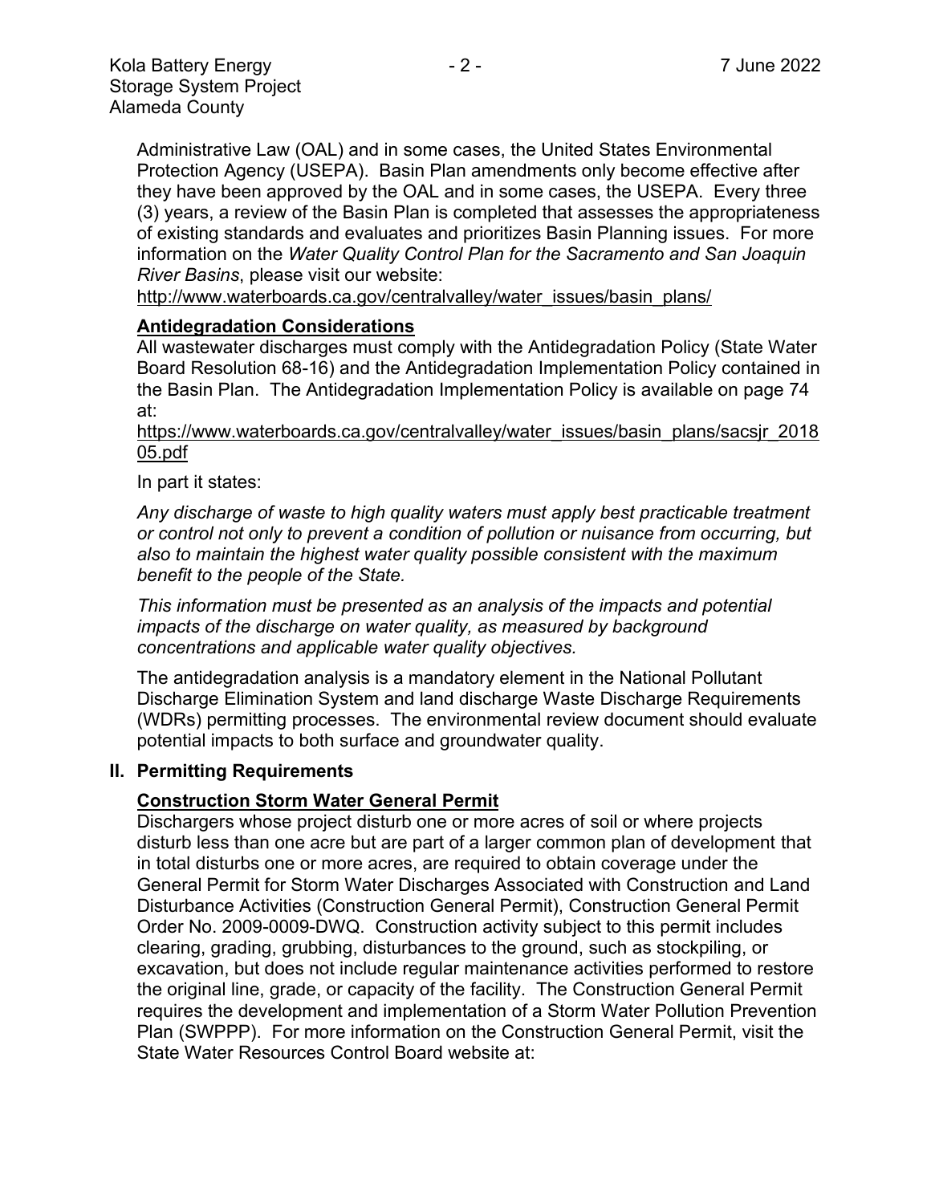Administrative Law (OAL) and in some cases, the United States Environmental Protection Agency (USEPA). Basin Plan amendments only become effective after they have been approved by the OAL and in some cases, the USEPA. Every three (3) years, a review of the Basin Plan is completed that assesses the appropriateness of existing standards and evaluates and prioritizes Basin Planning issues. For more information on the *Water Quality Control Plan for the Sacramento and San Joaquin River Basins*, please visit our website:
http://www.waterboards.ca.gov/centralvalley/water_issues/basin_plans/

**Antidegradation Considerations**

All wastewater discharges must comply with the Antidegradation Policy (State Water Board Resolution 68-16) and the Antidegradation Implementation Policy contained in the Basin Plan. The Antidegradation Implementation Policy is available on page 74 at:
https://www.waterboards.ca.gov/centralvalley/water_issues/basin_plans/sacsjr_201805.pdf

In part it states:

*Any discharge of waste to high quality waters must apply best practicable treatment or control not only to prevent a condition of pollution or nuisance from occurring, but also to maintain the highest water quality possible consistent with the maximum benefit to the people of the State.*

*This information must be presented as an analysis of the impacts and potential impacts of the discharge on water quality, as measured by background concentrations and applicable water quality objectives.*

The antidegradation analysis is a mandatory element in the National Pollutant Discharge Elimination System and land discharge Waste Discharge Requirements (WDRs) permitting processes. The environmental review document should evaluate potential impacts to both surface and groundwater quality.

## II. Permitting Requirements

**Construction Storm Water General Permit**

Dischargers whose project disturb one or more acres of soil or where projects disturb less than one acre but are part of a larger common plan of development that in total disturbs one or more acres, are required to obtain coverage under the General Permit for Storm Water Discharges Associated with Construction and Land Disturbance Activities (Construction General Permit), Construction General Permit Order No. 2009-0009-DWQ. Construction activity subject to this permit includes clearing, grading, grubbing, disturbances to the ground, such as stockpiling, or excavation, but does not include regular maintenance activities performed to restore the original line, grade, or capacity of the facility. The Construction General Permit requires the development and implementation of a Storm Water Pollution Prevention Plan (SWPPP). For more information on the Construction General Permit, visit the State Water Resources Control Board website at: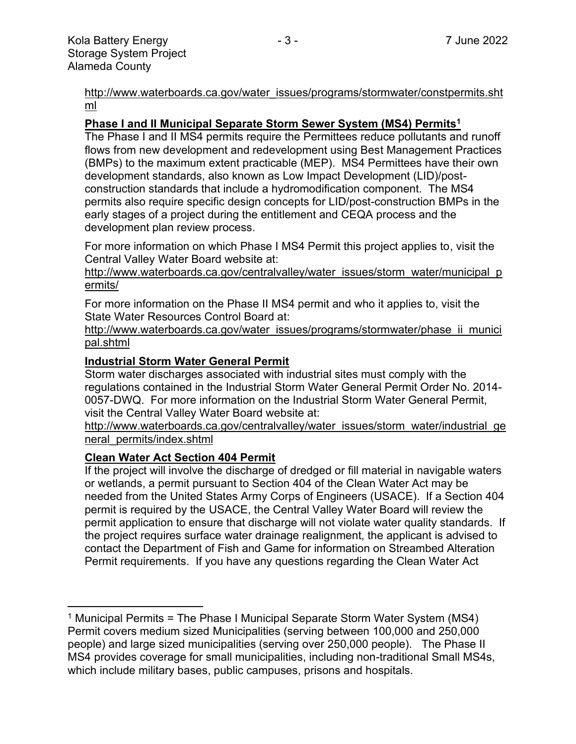http://www.waterboards.ca.gov/water_issues/programs/stormwater/constpermits.shtml

**Phase I and II Municipal Separate Storm Sewer System (MS4) Permits[1]**

The Phase I and II MS4 permits require the Permittees reduce pollutants and runoff flows from new development and redevelopment using Best Management Practices (BMPs) to the maximum extent practicable (MEP). MS4 Permittees have their own development standards, also known as Low Impact Development (LID)/post-construction standards that include a hydromodification component. The MS4 permits also require specific design concepts for LID/post-construction BMPs in the early stages of a project during the entitlement and CEQA process and the development plan review process.

For more information on which Phase I MS4 Permit this project applies to, visit the Central Valley Water Board website at:
http://www.waterboards.ca.gov/centralvalley/water_issues/storm_water/municipal_permits/

For more information on the Phase II MS4 permit and who it applies to, visit the State Water Resources Control Board at:
http://www.waterboards.ca.gov/water_issues/programs/stormwater/phase_ii_municipal.shtml

**Industrial Storm Water General Permit**

Storm water discharges associated with industrial sites must comply with the regulations contained in the Industrial Storm Water General Permit Order No. 2014-0057-DWQ. For more information on the Industrial Storm Water General Permit, visit the Central Valley Water Board website at:
http://www.waterboards.ca.gov/centralvalley/water_issues/storm_water/industrial_general_permits/index.shtml

**Clean Water Act Section 404 Permit**

If the project will involve the discharge of dredged or fill material in navigable waters or wetlands, a permit pursuant to Section 404 of the Clean Water Act may be needed from the United States Army Corps of Engineers (USACE). If a Section 404 permit is required by the USACE, the Central Valley Water Board will review the permit application to ensure that discharge will not violate water quality standards. If the project requires surface water drainage realignment, the applicant is advised to contact the Department of Fish and Game for information on Streambed Alteration Permit requirements. If you have any questions regarding the Clean Water Act

---

[1] Municipal Permits = The Phase I Municipal Separate Storm Water System (MS4) Permit covers medium sized Municipalities (serving between 100,000 and 250,000 people) and large sized municipalities (serving over 250,000 people). The Phase II MS4 provides coverage for small municipalities, including non-traditional Small MS4s, which include military bases, public campuses, prisons and hospitals.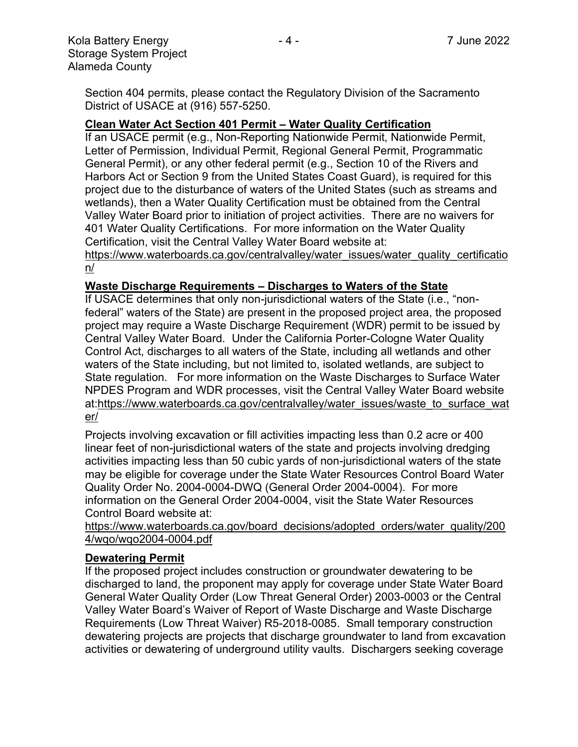Section 404 permits, please contact the Regulatory Division of the Sacramento District of USACE at (916) 557-5250.

**Clean Water Act Section 401 Permit – Water Quality Certification**

If an USACE permit (e.g., Non-Reporting Nationwide Permit, Nationwide Permit, Letter of Permission, Individual Permit, Regional General Permit, Programmatic General Permit), or any other federal permit (e.g., Section 10 of the Rivers and Harbors Act or Section 9 from the United States Coast Guard), is required for this project due to the disturbance of waters of the United States (such as streams and wetlands), then a Water Quality Certification must be obtained from the Central Valley Water Board prior to initiation of project activities. There are no waivers for 401 Water Quality Certifications. For more information on the Water Quality Certification, visit the Central Valley Water Board website at: https://www.waterboards.ca.gov/centralvalley/water_issues/water_quality_certification/

**Waste Discharge Requirements – Discharges to Waters of the State**

If USACE determines that only non-jurisdictional waters of the State (i.e., "non-federal" waters of the State) are present in the proposed project area, the proposed project may require a Waste Discharge Requirement (WDR) permit to be issued by Central Valley Water Board. Under the California Porter-Cologne Water Quality Control Act, discharges to all waters of the State, including all wetlands and other waters of the State including, but not limited to, isolated wetlands, are subject to State regulation. For more information on the Waste Discharges to Surface Water NPDES Program and WDR processes, visit the Central Valley Water Board website at:https://www.waterboards.ca.gov/centralvalley/water_issues/waste_to_surface_water/

Projects involving excavation or fill activities impacting less than 0.2 acre or 400 linear feet of non-jurisdictional waters of the state and projects involving dredging activities impacting less than 50 cubic yards of non-jurisdictional waters of the state may be eligible for coverage under the State Water Resources Control Board Water Quality Order No. 2004-0004-DWQ (General Order 2004-0004). For more information on the General Order 2004-0004, visit the State Water Resources Control Board website at: https://www.waterboards.ca.gov/board_decisions/adopted_orders/water_quality/2004/wqo/wqo2004-0004.pdf

**Dewatering Permit**

If the proposed project includes construction or groundwater dewatering to be discharged to land, the proponent may apply for coverage under State Water Board General Water Quality Order (Low Threat General Order) 2003-0003 or the Central Valley Water Board's Waiver of Report of Waste Discharge and Waste Discharge Requirements (Low Threat Waiver) R5-2018-0085. Small temporary construction dewatering projects are projects that discharge groundwater to land from excavation activities or dewatering of underground utility vaults. Dischargers seeking coverage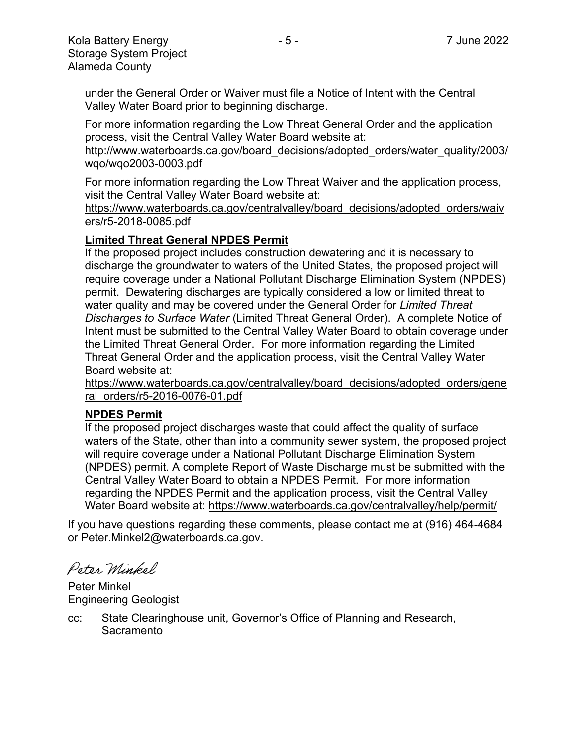under the General Order or Waiver must file a Notice of Intent with the Central Valley Water Board prior to beginning discharge.

For more information regarding the Low Threat General Order and the application process, visit the Central Valley Water Board website at: http://www.waterboards.ca.gov/board_decisions/adopted_orders/water_quality/2003/wqo/wqo2003-0003.pdf

For more information regarding the Low Threat Waiver and the application process, visit the Central Valley Water Board website at: https://www.waterboards.ca.gov/centralvalley/board_decisions/adopted_orders/waivers/r5-2018-0085.pdf

**Limited Threat General NPDES Permit**

If the proposed project includes construction dewatering and it is necessary to discharge the groundwater to waters of the United States, the proposed project will require coverage under a National Pollutant Discharge Elimination System (NPDES) permit. Dewatering discharges are typically considered a low or limited threat to water quality and may be covered under the General Order for *Limited Threat Discharges to Surface Water* (Limited Threat General Order). A complete Notice of Intent must be submitted to the Central Valley Water Board to obtain coverage under the Limited Threat General Order. For more information regarding the Limited Threat General Order and the application process, visit the Central Valley Water Board website at: https://www.waterboards.ca.gov/centralvalley/board_decisions/adopted_orders/general_orders/r5-2016-0076-01.pdf

**NPDES Permit**

If the proposed project discharges waste that could affect the quality of surface waters of the State, other than into a community sewer system, the proposed project will require coverage under a National Pollutant Discharge Elimination System (NPDES) permit. A complete Report of Waste Discharge must be submitted with the Central Valley Water Board to obtain a NPDES Permit. For more information regarding the NPDES Permit and the application process, visit the Central Valley Water Board website at: https://www.waterboards.ca.gov/centralvalley/help/permit/

If you have questions regarding these comments, please contact me at (916) 464-4684 or Peter.Minkel2@waterboards.ca.gov.

*Peter Minkel*

Peter Minkel
Engineering Geologist

cc: State Clearinghouse unit, Governor's Office of Planning and Research, Sacramento